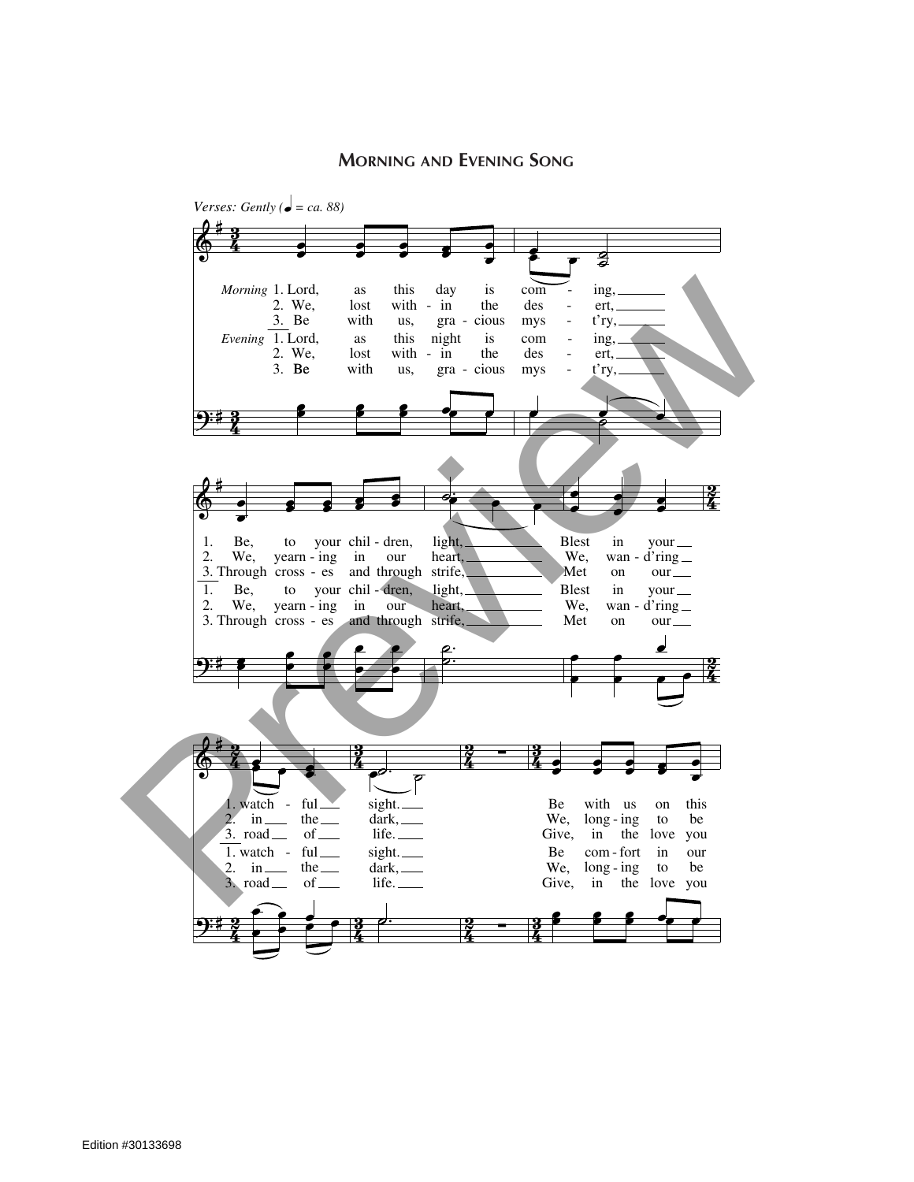## Morning and Evening Song

*Verses: Gently (♩ = ca. 88)*

*Morning*
1. Lord, as this day is com - ing, Be, to your chil - dren, light, Blest in your watch - ful sight. Be with us on this
2. We, lost with - in the des - ert, We, yearn - ing in our heart, We, wan - d'ring in the dark, We, long - ing to be
3. Be with us, gra - cious mys - t'ry, Through cross - es and through strife, Met on our road of life. Give, in the love you

*Evening*
1. Lord, as this night is com - ing, Be, to your chil - dren, light, Blest in your watch - ful sight. Be com - fort in our
2. We, lost with - in the des - ert, We, yearn - ing in our heart, We, wan - d'ring in the dark, We, long - ing to be
3. Be with us, gra - cious mys - t'ry, Through cross - es and through strife, Met on our road of life. Give, in the love you

Edition #30133698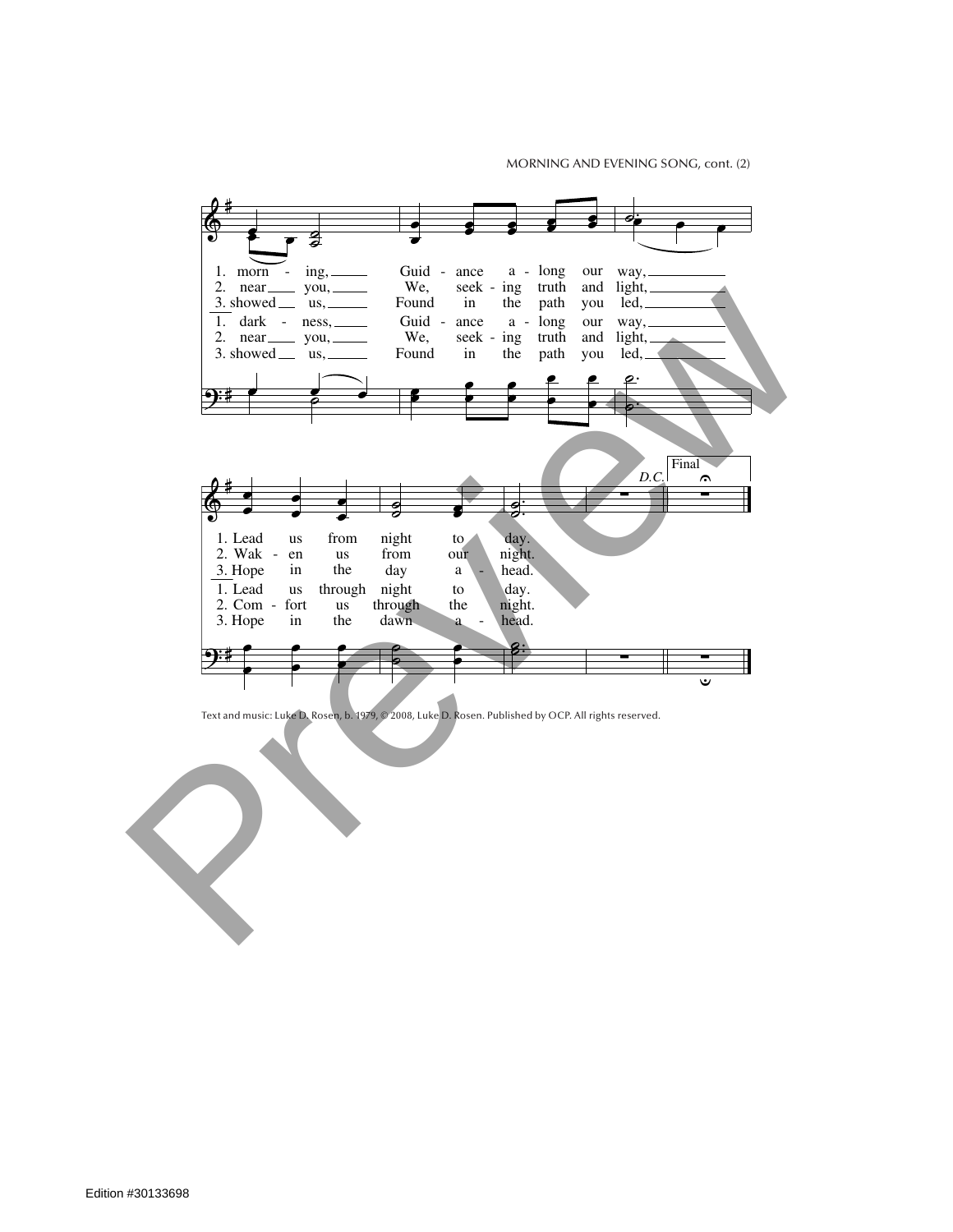MORNING AND EVENING SONG, cont. (2)

1. morn - ing, Guid - ance a - long our way,
2. near you, We, seek - ing truth and light,
3. showed us, Found in the path you led,
1. dark - ness, Guid - ance a - long our way,
2. near you, We, seek - ing truth and light,
3. showed us, Found in the path you led,

D.C. Final

1. Lead us from night to day.
2. Wak - en us from our night.
3. Hope in the day a - head.
1. Lead us through night to day.
2. Com - fort us through the night.
3. Hope in the dawn a - head.

Text and music: Luke D. Rosen, b. 1979, © 2008, Luke D. Rosen. Published by OCP. All rights reserved.

Preview

Edition #30133698